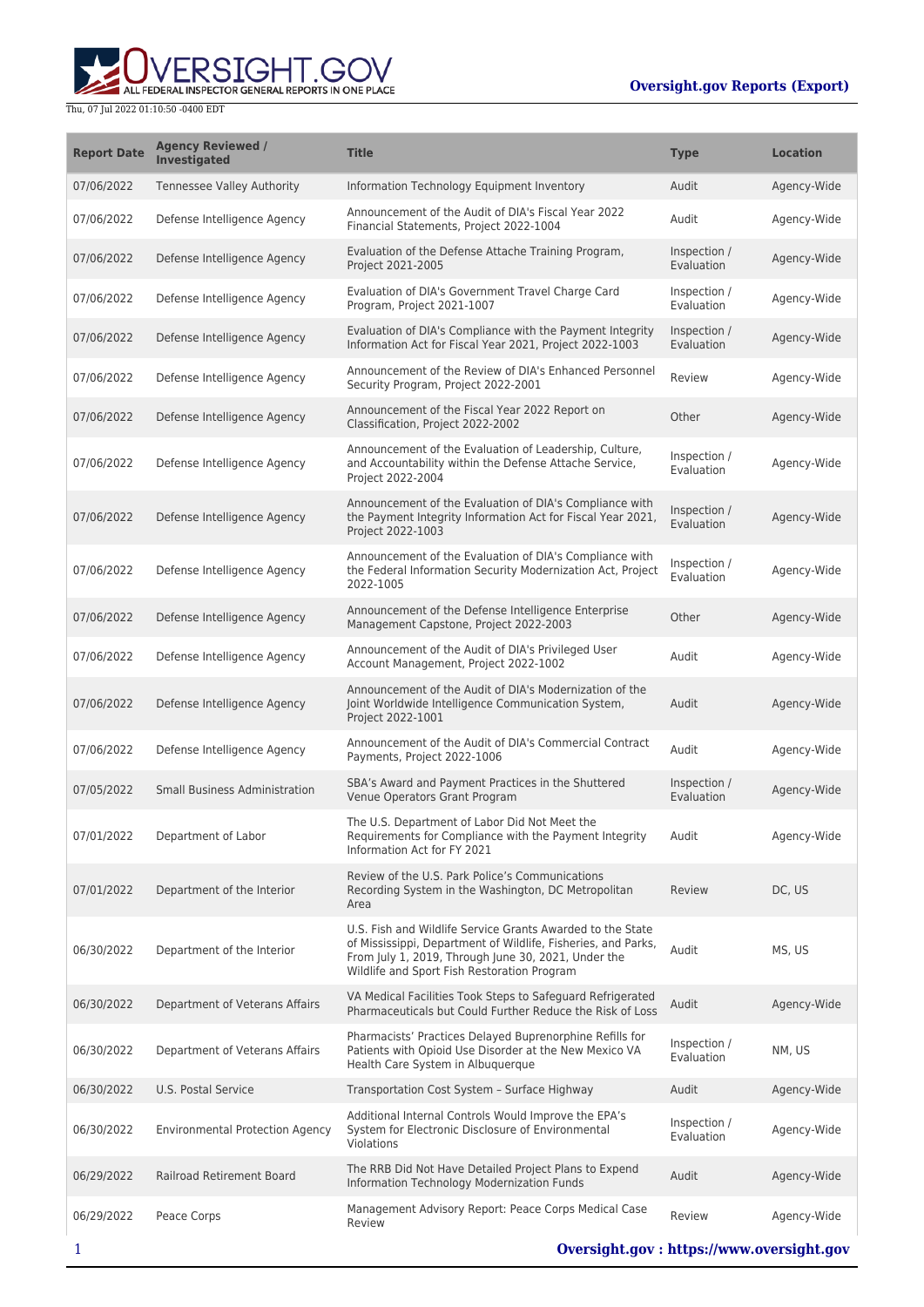Thu, 07 Jul 2022 01:10:50 -0400 EDT

**Oversight.gov Reports (Export)**

| Report Date | Agency Reviewed / Investigated | Title | Type | Location |
| --- | --- | --- | --- | --- |
| 07/06/2022 | Tennessee Valley Authority | Information Technology Equipment Inventory | Audit | Agency-Wide |
| 07/06/2022 | Defense Intelligence Agency | Announcement of the Audit of DIA's Fiscal Year 2022 Financial Statements, Project 2022-1004 | Audit | Agency-Wide |
| 07/06/2022 | Defense Intelligence Agency | Evaluation of the Defense Attache Training Program, Project 2021-2005 | Inspection / Evaluation | Agency-Wide |
| 07/06/2022 | Defense Intelligence Agency | Evaluation of DIA's Government Travel Charge Card Program, Project 2021-1007 | Inspection / Evaluation | Agency-Wide |
| 07/06/2022 | Defense Intelligence Agency | Evaluation of DIA's Compliance with the Payment Integrity Information Act for Fiscal Year 2021, Project 2022-1003 | Inspection / Evaluation | Agency-Wide |
| 07/06/2022 | Defense Intelligence Agency | Announcement of the Review of DIA's Enhanced Personnel Security Program, Project 2022-2001 | Review | Agency-Wide |
| 07/06/2022 | Defense Intelligence Agency | Announcement of the Fiscal Year 2022 Report on Classification, Project 2022-2002 | Other | Agency-Wide |
| 07/06/2022 | Defense Intelligence Agency | Announcement of the Evaluation of Leadership, Culture, and Accountability within the Defense Attache Service, Project 2022-2004 | Inspection / Evaluation | Agency-Wide |
| 07/06/2022 | Defense Intelligence Agency | Announcement of the Evaluation of DIA's Compliance with the Payment Integrity Information Act for Fiscal Year 2021, Project 2022-1003 | Inspection / Evaluation | Agency-Wide |
| 07/06/2022 | Defense Intelligence Agency | Announcement of the Evaluation of DIA's Compliance with the Federal Information Security Modernization Act, Project 2022-1005 | Inspection / Evaluation | Agency-Wide |
| 07/06/2022 | Defense Intelligence Agency | Announcement of the Defense Intelligence Enterprise Management Capstone, Project 2022-2003 | Other | Agency-Wide |
| 07/06/2022 | Defense Intelligence Agency | Announcement of the Audit of DIA's Privileged User Account Management, Project 2022-1002 | Audit | Agency-Wide |
| 07/06/2022 | Defense Intelligence Agency | Announcement of the Audit of DIA's Modernization of the Joint Worldwide Intelligence Communication System, Project 2022-1001 | Audit | Agency-Wide |
| 07/06/2022 | Defense Intelligence Agency | Announcement of the Audit of DIA's Commercial Contract Payments, Project 2022-1006 | Audit | Agency-Wide |
| 07/05/2022 | Small Business Administration | SBA's Award and Payment Practices in the Shuttered Venue Operators Grant Program | Inspection / Evaluation | Agency-Wide |
| 07/01/2022 | Department of Labor | The U.S. Department of Labor Did Not Meet the Requirements for Compliance with the Payment Integrity Information Act for FY 2021 | Audit | Agency-Wide |
| 07/01/2022 | Department of the Interior | Review of the U.S. Park Police's Communications Recording System in the Washington, DC Metropolitan Area | Review | DC, US |
| 06/30/2022 | Department of the Interior | U.S. Fish and Wildlife Service Grants Awarded to the State of Mississippi, Department of Wildlife, Fisheries, and Parks, From July 1, 2019, Through June 30, 2021, Under the Wildlife and Sport Fish Restoration Program | Audit | MS, US |
| 06/30/2022 | Department of Veterans Affairs | VA Medical Facilities Took Steps to Safeguard Refrigerated Pharmaceuticals but Could Further Reduce the Risk of Loss | Audit | Agency-Wide |
| 06/30/2022 | Department of Veterans Affairs | Pharmacists' Practices Delayed Buprenorphine Refills for Patients with Opioid Use Disorder at the New Mexico VA Health Care System in Albuquerque | Inspection / Evaluation | NM, US |
| 06/30/2022 | U.S. Postal Service | Transportation Cost System – Surface Highway | Audit | Agency-Wide |
| 06/30/2022 | Environmental Protection Agency | Additional Internal Controls Would Improve the EPA's System for Electronic Disclosure of Environmental Violations | Inspection / Evaluation | Agency-Wide |
| 06/29/2022 | Railroad Retirement Board | The RRB Did Not Have Detailed Project Plans to Expend Information Technology Modernization Funds | Audit | Agency-Wide |
| 06/29/2022 | Peace Corps | Management Advisory Report: Peace Corps Medical Case Review | Review | Agency-Wide |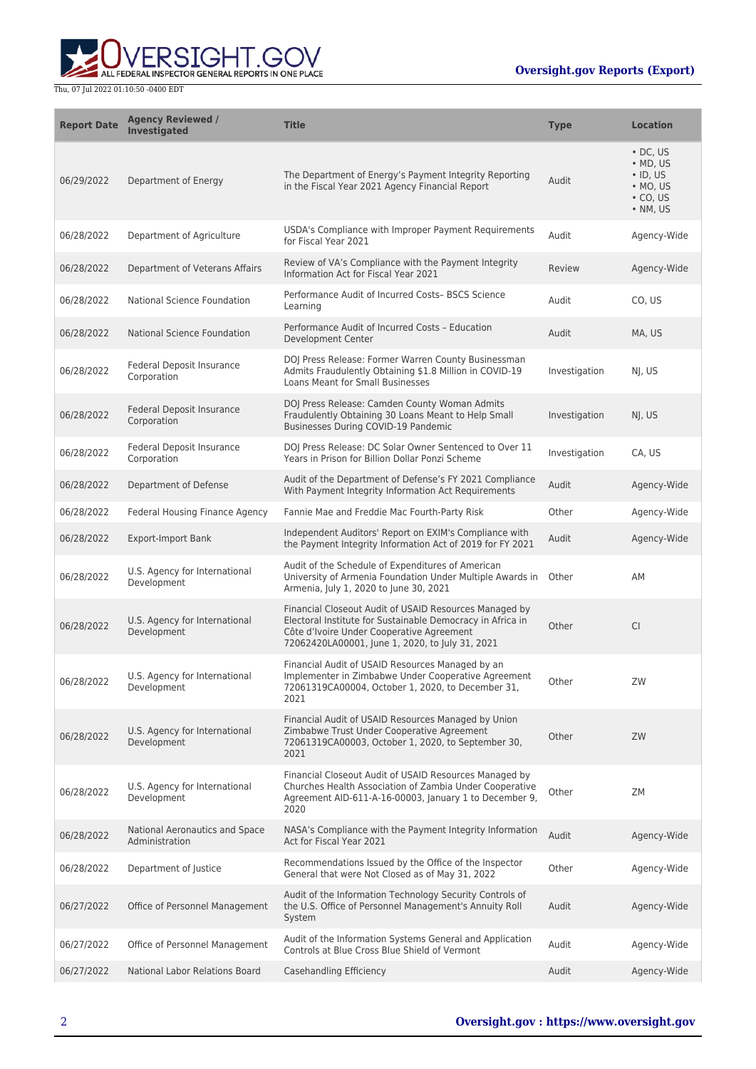| Report Date | Agency Reviewed / Investigated | Title | Type | Location |
| --- | --- | --- | --- | --- |
| 06/29/2022 | Department of Energy | The Department of Energy's Payment Integrity Reporting in the Fiscal Year 2021 Agency Financial Report | Audit | • DC, US<br>• MD, US<br>• ID, US<br>• MO, US<br>• CO, US<br>• NM, US |
| 06/28/2022 | Department of Agriculture | USDA's Compliance with Improper Payment Requirements for Fiscal Year 2021 | Audit | Agency-Wide |
| 06/28/2022 | Department of Veterans Affairs | Review of VA's Compliance with the Payment Integrity Information Act for Fiscal Year 2021 | Review | Agency-Wide |
| 06/28/2022 | National Science Foundation | Performance Audit of Incurred Costs– BSCS Science Learning | Audit | CO, US |
| 06/28/2022 | National Science Foundation | Performance Audit of Incurred Costs – Education Development Center | Audit | MA, US |
| 06/28/2022 | Federal Deposit Insurance Corporation | DOJ Press Release: Former Warren County Businessman Admits Fraudulently Obtaining $1.8 Million in COVID-19 Loans Meant for Small Businesses | Investigation | NJ, US |
| 06/28/2022 | Federal Deposit Insurance Corporation | DOJ Press Release: Camden County Woman Admits Fraudulently Obtaining 30 Loans Meant to Help Small Businesses During COVID-19 Pandemic | Investigation | NJ, US |
| 06/28/2022 | Federal Deposit Insurance Corporation | DOJ Press Release: DC Solar Owner Sentenced to Over 11 Years in Prison for Billion Dollar Ponzi Scheme | Investigation | CA, US |
| 06/28/2022 | Department of Defense | Audit of the Department of Defense's FY 2021 Compliance With Payment Integrity Information Act Requirements | Audit | Agency-Wide |
| 06/28/2022 | Federal Housing Finance Agency | Fannie Mae and Freddie Mac Fourth-Party Risk | Other | Agency-Wide |
| 06/28/2022 | Export-Import Bank | Independent Auditors' Report on EXIM's Compliance with the Payment Integrity Information Act of 2019 for FY 2021 | Audit | Agency-Wide |
| 06/28/2022 | U.S. Agency for International Development | Audit of the Schedule of Expenditures of American University of Armenia Foundation Under Multiple Awards in Armenia, July 1, 2020 to June 30, 2021 | Other | AM |
| 06/28/2022 | U.S. Agency for International Development | Financial Closeout Audit of USAID Resources Managed by Electoral Institute for Sustainable Democracy in Africa in Côte d'Ivoire Under Cooperative Agreement 72062420LA00001, June 1, 2020, to July 31, 2021 | Other | CI |
| 06/28/2022 | U.S. Agency for International Development | Financial Audit of USAID Resources Managed by an Implementer in Zimbabwe Under Cooperative Agreement 72061319CA00004, October 1, 2020, to December 31, 2021 | Other | ZW |
| 06/28/2022 | U.S. Agency for International Development | Financial Audit of USAID Resources Managed by Union Zimbabwe Trust Under Cooperative Agreement 72061319CA00003, October 1, 2020, to September 30, 2021 | Other | ZW |
| 06/28/2022 | U.S. Agency for International Development | Financial Closeout Audit of USAID Resources Managed by Churches Health Association of Zambia Under Cooperative Agreement AID-611-A-16-00003, January 1 to December 9, 2020 | Other | ZM |
| 06/28/2022 | National Aeronautics and Space Administration | NASA's Compliance with the Payment Integrity Information Act for Fiscal Year 2021 | Audit | Agency-Wide |
| 06/28/2022 | Department of Justice | Recommendations Issued by the Office of the Inspector General that were Not Closed as of May 31, 2022 | Other | Agency-Wide |
| 06/27/2022 | Office of Personnel Management | Audit of the Information Technology Security Controls of the U.S. Office of Personnel Management's Annuity Roll System | Audit | Agency-Wide |
| 06/27/2022 | Office of Personnel Management | Audit of the Information Systems General and Application Controls at Blue Cross Blue Shield of Vermont | Audit | Agency-Wide |
| 06/27/2022 | National Labor Relations Board | Casehandling Efficiency | Audit | Agency-Wide |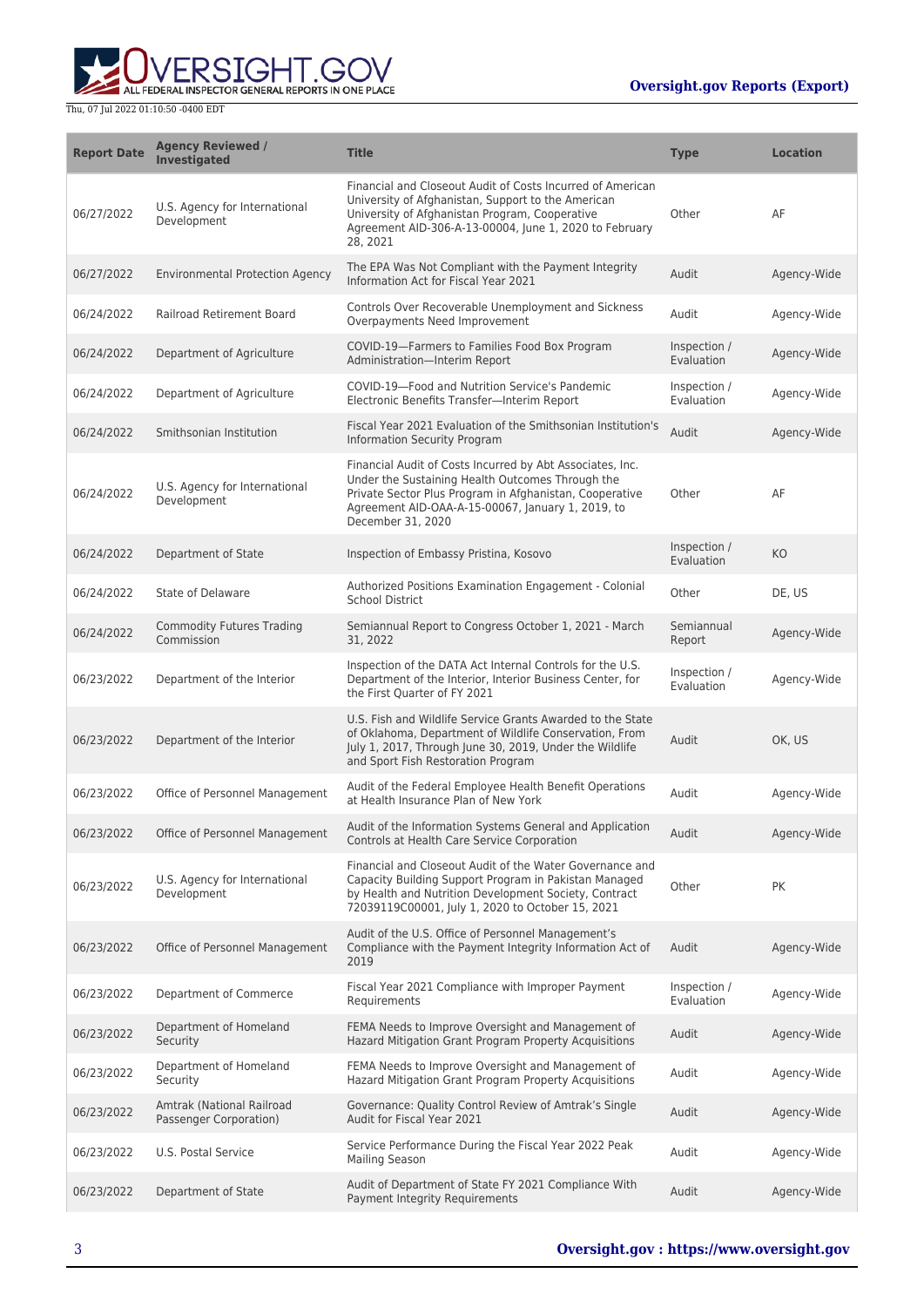| Report Date | Agency Reviewed / Investigated | Title | Type | Location |
|---|---|---|---|---|
| 06/27/2022 | U.S. Agency for International Development | Financial and Closeout Audit of Costs Incurred of American University of Afghanistan, Support to the American University of Afghanistan Program, Cooperative Agreement AID-306-A-13-00004, June 1, 2020 to February 28, 2021 | Other | AF |
| 06/27/2022 | Environmental Protection Agency | The EPA Was Not Compliant with the Payment Integrity Information Act for Fiscal Year 2021 | Audit | Agency-Wide |
| 06/24/2022 | Railroad Retirement Board | Controls Over Recoverable Unemployment and Sickness Overpayments Need Improvement | Audit | Agency-Wide |
| 06/24/2022 | Department of Agriculture | COVID-19—Farmers to Families Food Box Program Administration—Interim Report | Inspection / Evaluation | Agency-Wide |
| 06/24/2022 | Department of Agriculture | COVID-19—Food and Nutrition Service's Pandemic Electronic Benefits Transfer—Interim Report | Inspection / Evaluation | Agency-Wide |
| 06/24/2022 | Smithsonian Institution | Fiscal Year 2021 Evaluation of the Smithsonian Institution's Information Security Program | Audit | Agency-Wide |
| 06/24/2022 | U.S. Agency for International Development | Financial Audit of Costs Incurred by Abt Associates, Inc. Under the Sustaining Health Outcomes Through the Private Sector Plus Program in Afghanistan, Cooperative Agreement AID-OAA-A-15-00067, January 1, 2019, to December 31, 2020 | Other | AF |
| 06/24/2022 | Department of State | Inspection of Embassy Pristina, Kosovo | Inspection / Evaluation | KO |
| 06/24/2022 | State of Delaware | Authorized Positions Examination Engagement - Colonial School District | Other | DE, US |
| 06/24/2022 | Commodity Futures Trading Commission | Semiannual Report to Congress October 1, 2021 - March 31, 2022 | Semiannual Report | Agency-Wide |
| 06/23/2022 | Department of the Interior | Inspection of the DATA Act Internal Controls for the U.S. Department of the Interior, Interior Business Center, for the First Quarter of FY 2021 | Inspection / Evaluation | Agency-Wide |
| 06/23/2022 | Department of the Interior | U.S. Fish and Wildlife Service Grants Awarded to the State of Oklahoma, Department of Wildlife Conservation, From July 1, 2017, Through June 30, 2019, Under the Wildlife and Sport Fish Restoration Program | Audit | OK, US |
| 06/23/2022 | Office of Personnel Management | Audit of the Federal Employee Health Benefit Operations at Health Insurance Plan of New York | Audit | Agency-Wide |
| 06/23/2022 | Office of Personnel Management | Audit of the Information Systems General and Application Controls at Health Care Service Corporation | Audit | Agency-Wide |
| 06/23/2022 | U.S. Agency for International Development | Financial and Closeout Audit of the Water Governance and Capacity Building Support Program in Pakistan Managed by Health and Nutrition Development Society, Contract 72039119C00001, July 1, 2020 to October 15, 2021 | Other | PK |
| 06/23/2022 | Office of Personnel Management | Audit of the U.S. Office of Personnel Management's Compliance with the Payment Integrity Information Act of 2019 | Audit | Agency-Wide |
| 06/23/2022 | Department of Commerce | Fiscal Year 2021 Compliance with Improper Payment Requirements | Inspection / Evaluation | Agency-Wide |
| 06/23/2022 | Department of Homeland Security | FEMA Needs to Improve Oversight and Management of Hazard Mitigation Grant Program Property Acquisitions | Audit | Agency-Wide |
| 06/23/2022 | Department of Homeland Security | FEMA Needs to Improve Oversight and Management of Hazard Mitigation Grant Program Property Acquisitions | Audit | Agency-Wide |
| 06/23/2022 | Amtrak (National Railroad Passenger Corporation) | Governance: Quality Control Review of Amtrak's Single Audit for Fiscal Year 2021 | Audit | Agency-Wide |
| 06/23/2022 | U.S. Postal Service | Service Performance During the Fiscal Year 2022 Peak Mailing Season | Audit | Agency-Wide |
| 06/23/2022 | Department of State | Audit of Department of State FY 2021 Compliance With Payment Integrity Requirements | Audit | Agency-Wide |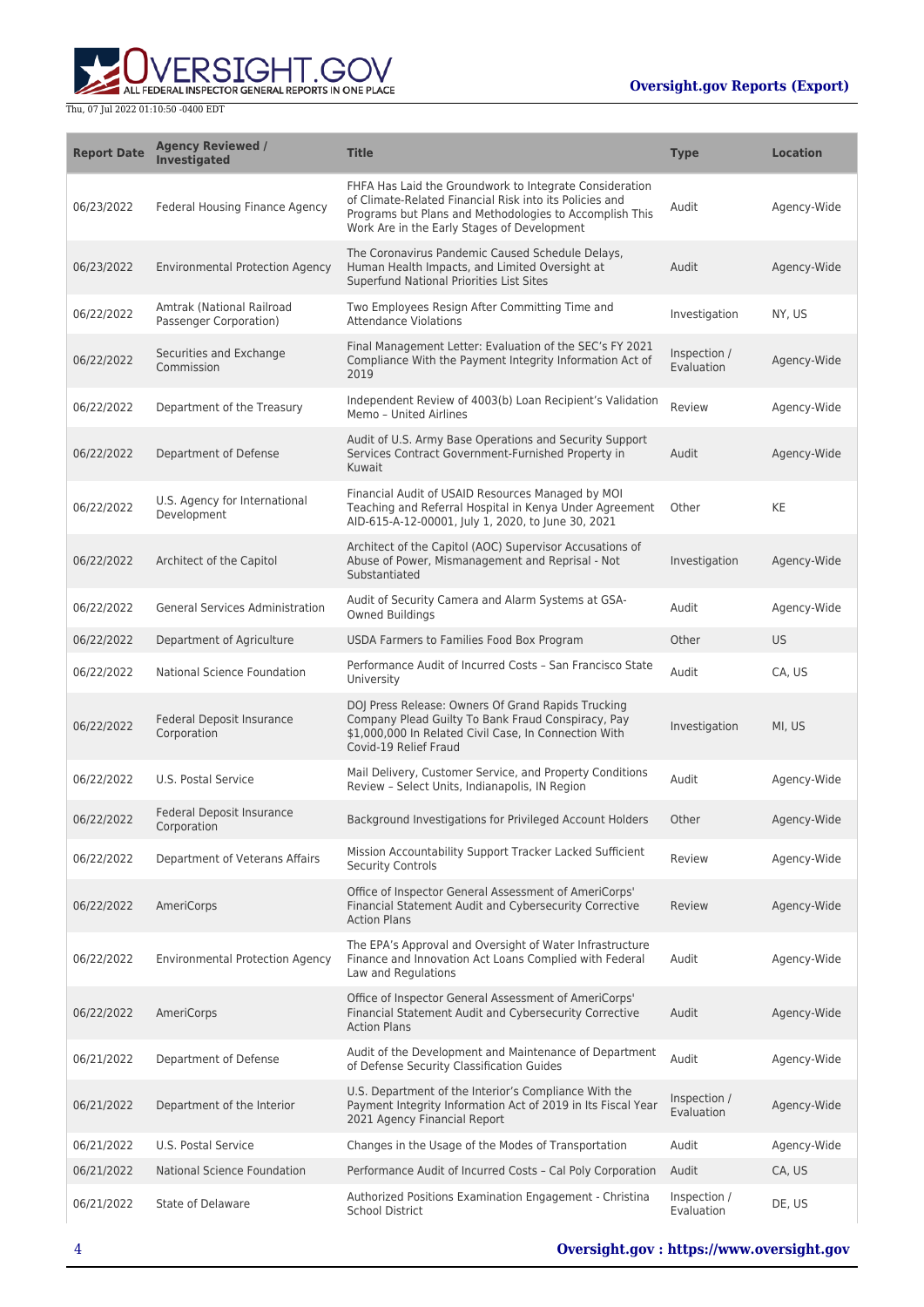| Report Date | Agency Reviewed / Investigated | Title | Type | Location |
|---|---|---|---|---|
| 06/23/2022 | Federal Housing Finance Agency | FHFA Has Laid the Groundwork to Integrate Consideration of Climate-Related Financial Risk into its Policies and Programs but Plans and Methodologies to Accomplish This Work Are in the Early Stages of Development | Audit | Agency-Wide |
| 06/23/2022 | Environmental Protection Agency | The Coronavirus Pandemic Caused Schedule Delays, Human Health Impacts, and Limited Oversight at Superfund National Priorities List Sites | Audit | Agency-Wide |
| 06/22/2022 | Amtrak (National Railroad Passenger Corporation) | Two Employees Resign After Committing Time and Attendance Violations | Investigation | NY, US |
| 06/22/2022 | Securities and Exchange Commission | Final Management Letter: Evaluation of the SEC's FY 2021 Compliance With the Payment Integrity Information Act of 2019 | Inspection / Evaluation | Agency-Wide |
| 06/22/2022 | Department of the Treasury | Independent Review of 4003(b) Loan Recipient's Validation Memo – United Airlines | Review | Agency-Wide |
| 06/22/2022 | Department of Defense | Audit of U.S. Army Base Operations and Security Support Services Contract Government-Furnished Property in Kuwait | Audit | Agency-Wide |
| 06/22/2022 | U.S. Agency for International Development | Financial Audit of USAID Resources Managed by MOI Teaching and Referral Hospital in Kenya Under Agreement AID-615-A-12-00001, July 1, 2020, to June 30, 2021 | Other | KE |
| 06/22/2022 | Architect of the Capitol | Architect of the Capitol (AOC) Supervisor Accusations of Abuse of Power, Mismanagement and Reprisal - Not Substantiated | Investigation | Agency-Wide |
| 06/22/2022 | General Services Administration | Audit of Security Camera and Alarm Systems at GSA-Owned Buildings | Audit | Agency-Wide |
| 06/22/2022 | Department of Agriculture | USDA Farmers to Families Food Box Program | Other | US |
| 06/22/2022 | National Science Foundation | Performance Audit of Incurred Costs – San Francisco State University | Audit | CA, US |
| 06/22/2022 | Federal Deposit Insurance Corporation | DOJ Press Release: Owners Of Grand Rapids Trucking Company Plead Guilty To Bank Fraud Conspiracy, Pay $1,000,000 In Related Civil Case, In Connection With Covid-19 Relief Fraud | Investigation | MI, US |
| 06/22/2022 | U.S. Postal Service | Mail Delivery, Customer Service, and Property Conditions Review – Select Units, Indianapolis, IN Region | Audit | Agency-Wide |
| 06/22/2022 | Federal Deposit Insurance Corporation | Background Investigations for Privileged Account Holders | Other | Agency-Wide |
| 06/22/2022 | Department of Veterans Affairs | Mission Accountability Support Tracker Lacked Sufficient Security Controls | Review | Agency-Wide |
| 06/22/2022 | AmeriCorps | Office of Inspector General Assessment of AmeriCorps' Financial Statement Audit and Cybersecurity Corrective Action Plans | Review | Agency-Wide |
| 06/22/2022 | Environmental Protection Agency | The EPA's Approval and Oversight of Water Infrastructure Finance and Innovation Act Loans Complied with Federal Law and Regulations | Audit | Agency-Wide |
| 06/22/2022 | AmeriCorps | Office of Inspector General Assessment of AmeriCorps' Financial Statement Audit and Cybersecurity Corrective Action Plans | Audit | Agency-Wide |
| 06/21/2022 | Department of Defense | Audit of the Development and Maintenance of Department of Defense Security Classification Guides | Audit | Agency-Wide |
| 06/21/2022 | Department of the Interior | U.S. Department of the Interior's Compliance With the Payment Integrity Information Act of 2019 in Its Fiscal Year 2021 Agency Financial Report | Inspection / Evaluation | Agency-Wide |
| 06/21/2022 | U.S. Postal Service | Changes in the Usage of the Modes of Transportation | Audit | Agency-Wide |
| 06/21/2022 | National Science Foundation | Performance Audit of Incurred Costs – Cal Poly Corporation | Audit | CA, US |
| 06/21/2022 | State of Delaware | Authorized Positions Examination Engagement - Christina School District | Inspection / Evaluation | DE, US |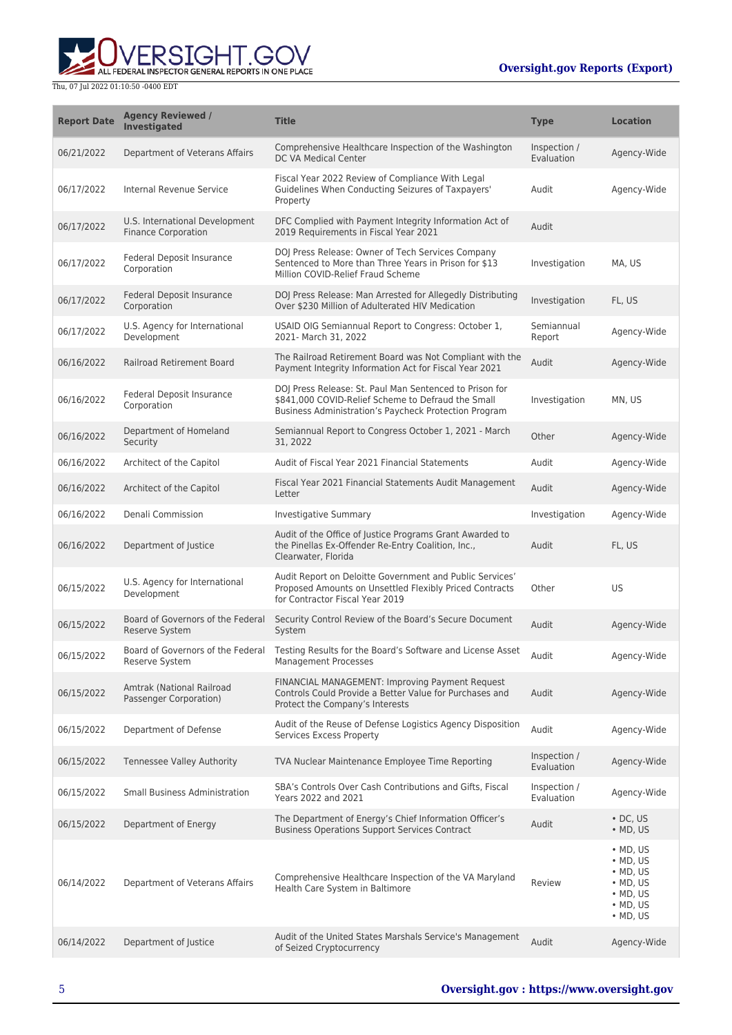| Report Date | Agency Reviewed / Investigated | Title | Type | Location |
| --- | --- | --- | --- | --- |
| 06/21/2022 | Department of Veterans Affairs | Comprehensive Healthcare Inspection of the Washington DC VA Medical Center | Inspection / Evaluation | Agency-Wide |
| 06/17/2022 | Internal Revenue Service | Fiscal Year 2022 Review of Compliance With Legal Guidelines When Conducting Seizures of Taxpayers' Property | Audit | Agency-Wide |
| 06/17/2022 | U.S. International Development Finance Corporation | DFC Complied with Payment Integrity Information Act of 2019 Requirements in Fiscal Year 2021 | Audit | |
| 06/17/2022 | Federal Deposit Insurance Corporation | DOJ Press Release: Owner of Tech Services Company Sentenced to More than Three Years in Prison for $13 Million COVID-Relief Fraud Scheme | Investigation | MA, US |
| 06/17/2022 | Federal Deposit Insurance Corporation | DOJ Press Release: Man Arrested for Allegedly Distributing Over $230 Million of Adulterated HIV Medication | Investigation | FL, US |
| 06/17/2022 | U.S. Agency for International Development | USAID OIG Semiannual Report to Congress: October 1, 2021- March 31, 2022 | Semiannual Report | Agency-Wide |
| 06/16/2022 | Railroad Retirement Board | The Railroad Retirement Board was Not Compliant with the Payment Integrity Information Act for Fiscal Year 2021 | Audit | Agency-Wide |
| 06/16/2022 | Federal Deposit Insurance Corporation | DOJ Press Release: St. Paul Man Sentenced to Prison for $841,000 COVID-Relief Scheme to Defraud the Small Business Administration's Paycheck Protection Program | Investigation | MN, US |
| 06/16/2022 | Department of Homeland Security | Semiannual Report to Congress October 1, 2021 - March 31, 2022 | Other | Agency-Wide |
| 06/16/2022 | Architect of the Capitol | Audit of Fiscal Year 2021 Financial Statements | Audit | Agency-Wide |
| 06/16/2022 | Architect of the Capitol | Fiscal Year 2021 Financial Statements Audit Management Letter | Audit | Agency-Wide |
| 06/16/2022 | Denali Commission | Investigative Summary | Investigation | Agency-Wide |
| 06/16/2022 | Department of Justice | Audit of the Office of Justice Programs Grant Awarded to the Pinellas Ex-Offender Re-Entry Coalition, Inc., Clearwater, Florida | Audit | FL, US |
| 06/15/2022 | U.S. Agency for International Development | Audit Report on Deloitte Government and Public Services' Proposed Amounts on Unsettled Flexibly Priced Contracts for Contractor Fiscal Year 2019 | Other | US |
| 06/15/2022 | Board of Governors of the Federal Reserve System | Security Control Review of the Board's Secure Document System | Audit | Agency-Wide |
| 06/15/2022 | Board of Governors of the Federal Reserve System | Testing Results for the Board's Software and License Asset Management Processes | Audit | Agency-Wide |
| 06/15/2022 | Amtrak (National Railroad Passenger Corporation) | FINANCIAL MANAGEMENT: Improving Payment Request Controls Could Provide a Better Value for Purchases and Protect the Company's Interests | Audit | Agency-Wide |
| 06/15/2022 | Department of Defense | Audit of the Reuse of Defense Logistics Agency Disposition Services Excess Property | Audit | Agency-Wide |
| 06/15/2022 | Tennessee Valley Authority | TVA Nuclear Maintenance Employee Time Reporting | Inspection / Evaluation | Agency-Wide |
| 06/15/2022 | Small Business Administration | SBA's Controls Over Cash Contributions and Gifts, Fiscal Years 2022 and 2021 | Inspection / Evaluation | Agency-Wide |
| 06/15/2022 | Department of Energy | The Department of Energy's Chief Information Officer's Business Operations Support Services Contract | Audit | • DC, US<br>• MD, US |
| 06/14/2022 | Department of Veterans Affairs | Comprehensive Healthcare Inspection of the VA Maryland Health Care System in Baltimore | Review | • MD, US<br>• MD, US<br>• MD, US<br>• MD, US<br>• MD, US<br>• MD, US<br>• MD, US |
| 06/14/2022 | Department of Justice | Audit of the United States Marshals Service's Management of Seized Cryptocurrency | Audit | Agency-Wide |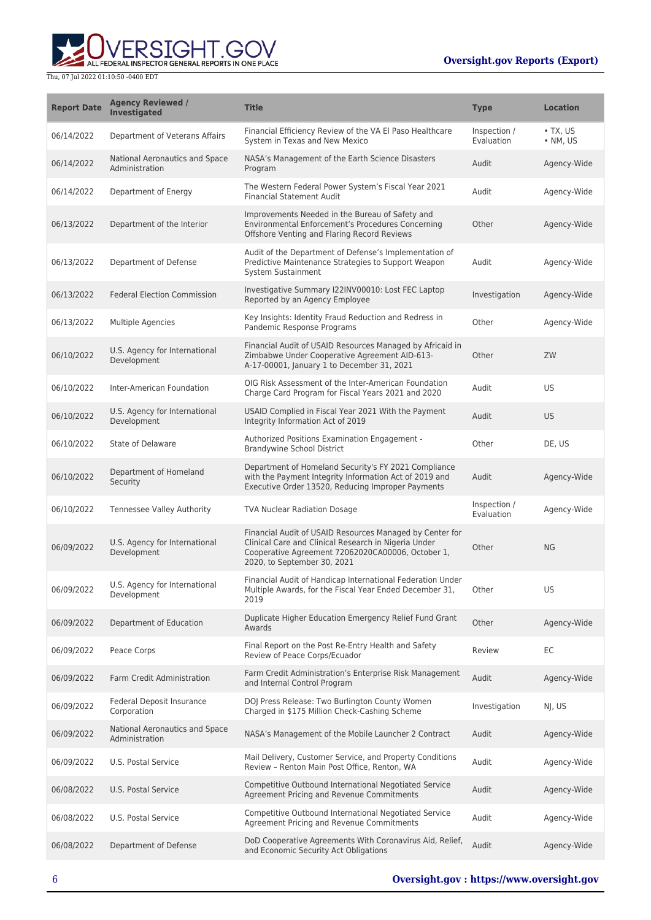| Report Date | Agency Reviewed / Investigated | Title | Type | Location |
|---|---|---|---|---|
| 06/14/2022 | Department of Veterans Affairs | Financial Efficiency Review of the VA El Paso Healthcare System in Texas and New Mexico | Inspection / Evaluation | • TX, US • NM, US |
| 06/14/2022 | National Aeronautics and Space Administration | NASA's Management of the Earth Science Disasters Program | Audit | Agency-Wide |
| 06/14/2022 | Department of Energy | The Western Federal Power System's Fiscal Year 2021 Financial Statement Audit | Audit | Agency-Wide |
| 06/13/2022 | Department of the Interior | Improvements Needed in the Bureau of Safety and Environmental Enforcement's Procedures Concerning Offshore Venting and Flaring Record Reviews | Other | Agency-Wide |
| 06/13/2022 | Department of Defense | Audit of the Department of Defense's Implementation of Predictive Maintenance Strategies to Support Weapon System Sustainment | Audit | Agency-Wide |
| 06/13/2022 | Federal Election Commission | Investigative Summary I22INV00010: Lost FEC Laptop Reported by an Agency Employee | Investigation | Agency-Wide |
| 06/13/2022 | Multiple Agencies | Key Insights: Identity Fraud Reduction and Redress in Pandemic Response Programs | Other | Agency-Wide |
| 06/10/2022 | U.S. Agency for International Development | Financial Audit of USAID Resources Managed by Africaid in Zimbabwe Under Cooperative Agreement AID-613-A-17-00001, January 1 to December 31, 2021 | Other | ZW |
| 06/10/2022 | Inter-American Foundation | OIG Risk Assessment of the Inter-American Foundation Charge Card Program for Fiscal Years 2021 and 2020 | Audit | US |
| 06/10/2022 | U.S. Agency for International Development | USAID Complied in Fiscal Year 2021 With the Payment Integrity Information Act of 2019 | Audit | US |
| 06/10/2022 | State of Delaware | Authorized Positions Examination Engagement - Brandywine School District | Other | DE, US |
| 06/10/2022 | Department of Homeland Security | Department of Homeland Security's FY 2021 Compliance with the Payment Integrity Information Act of 2019 and Executive Order 13520, Reducing Improper Payments | Audit | Agency-Wide |
| 06/10/2022 | Tennessee Valley Authority | TVA Nuclear Radiation Dosage | Inspection / Evaluation | Agency-Wide |
| 06/09/2022 | U.S. Agency for International Development | Financial Audit of USAID Resources Managed by Center for Clinical Care and Clinical Research in Nigeria Under Cooperative Agreement 72062020CA00006, October 1, 2020, to September 30, 2021 | Other | NG |
| 06/09/2022 | U.S. Agency for International Development | Financial Audit of Handicap International Federation Under Multiple Awards, for the Fiscal Year Ended December 31, 2019 | Other | US |
| 06/09/2022 | Department of Education | Duplicate Higher Education Emergency Relief Fund Grant Awards | Other | Agency-Wide |
| 06/09/2022 | Peace Corps | Final Report on the Post Re-Entry Health and Safety Review of Peace Corps/Ecuador | Review | EC |
| 06/09/2022 | Farm Credit Administration | Farm Credit Administration's Enterprise Risk Management and Internal Control Program | Audit | Agency-Wide |
| 06/09/2022 | Federal Deposit Insurance Corporation | DOJ Press Release: Two Burlington County Women Charged in $175 Million Check-Cashing Scheme | Investigation | NJ, US |
| 06/09/2022 | National Aeronautics and Space Administration | NASA's Management of the Mobile Launcher 2 Contract | Audit | Agency-Wide |
| 06/09/2022 | U.S. Postal Service | Mail Delivery, Customer Service, and Property Conditions Review – Renton Main Post Office, Renton, WA | Audit | Agency-Wide |
| 06/08/2022 | U.S. Postal Service | Competitive Outbound International Negotiated Service Agreement Pricing and Revenue Commitments | Audit | Agency-Wide |
| 06/08/2022 | U.S. Postal Service | Competitive Outbound International Negotiated Service Agreement Pricing and Revenue Commitments | Audit | Agency-Wide |
| 06/08/2022 | Department of Defense | DoD Cooperative Agreements With Coronavirus Aid, Relief, and Economic Security Act Obligations | Audit | Agency-Wide |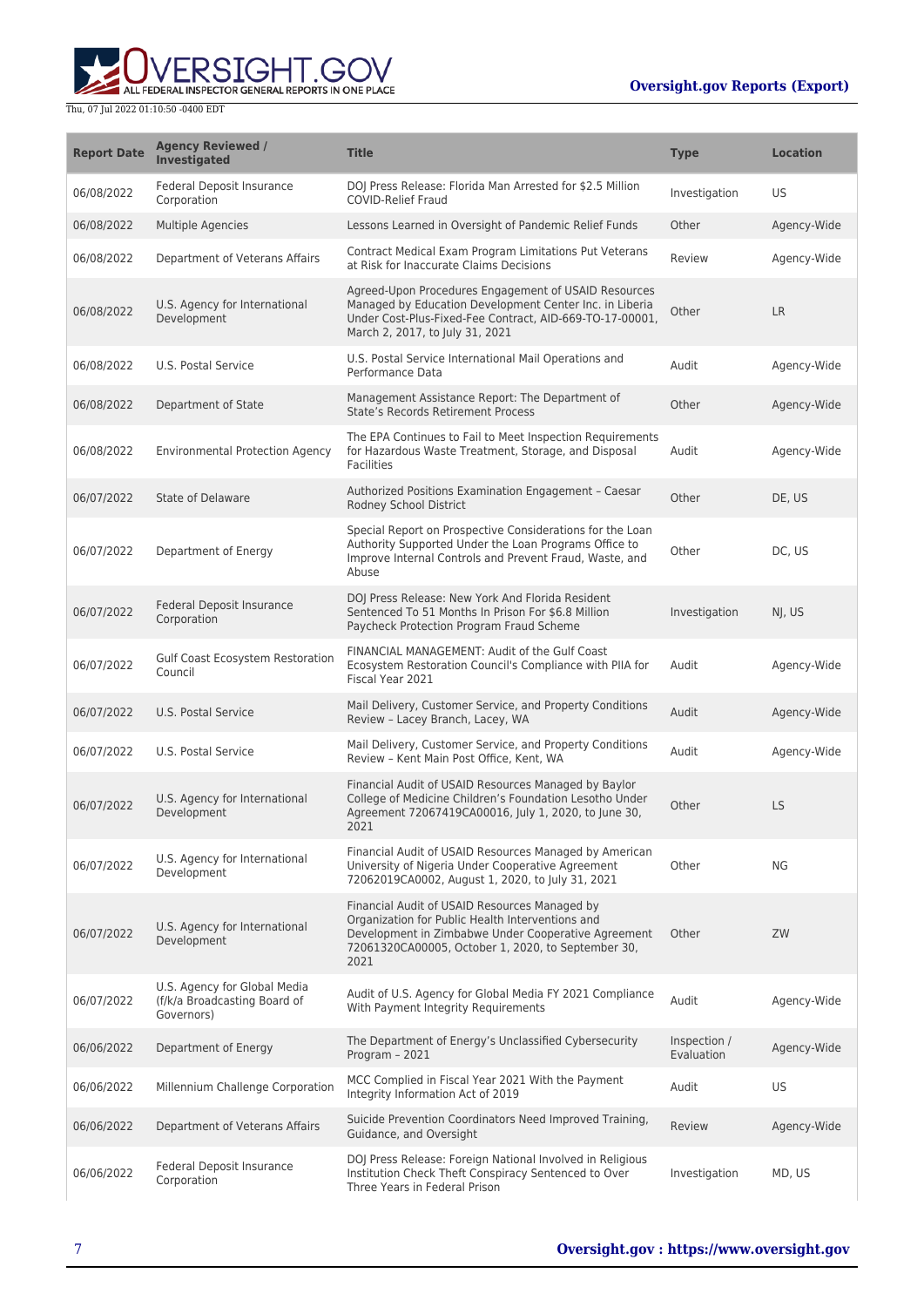| Report Date | Agency Reviewed / Investigated | Title | Type | Location |
| --- | --- | --- | --- | --- |
| 06/08/2022 | Federal Deposit Insurance Corporation | DOJ Press Release: Florida Man Arrested for $2.5 Million COVID-Relief Fraud | Investigation | US |
| 06/08/2022 | Multiple Agencies | Lessons Learned in Oversight of Pandemic Relief Funds | Other | Agency-Wide |
| 06/08/2022 | Department of Veterans Affairs | Contract Medical Exam Program Limitations Put Veterans at Risk for Inaccurate Claims Decisions | Review | Agency-Wide |
| 06/08/2022 | U.S. Agency for International Development | Agreed-Upon Procedures Engagement of USAID Resources Managed by Education Development Center Inc. in Liberia Under Cost-Plus-Fixed-Fee Contract, AID-669-TO-17-00001, March 2, 2017, to July 31, 2021 | Other | LR |
| 06/08/2022 | U.S. Postal Service | U.S. Postal Service International Mail Operations and Performance Data | Audit | Agency-Wide |
| 06/08/2022 | Department of State | Management Assistance Report: The Department of State's Records Retirement Process | Other | Agency-Wide |
| 06/08/2022 | Environmental Protection Agency | The EPA Continues to Fail to Meet Inspection Requirements for Hazardous Waste Treatment, Storage, and Disposal Facilities | Audit | Agency-Wide |
| 06/07/2022 | State of Delaware | Authorized Positions Examination Engagement – Caesar Rodney School District | Other | DE, US |
| 06/07/2022 | Department of Energy | Special Report on Prospective Considerations for the Loan Authority Supported Under the Loan Programs Office to Improve Internal Controls and Prevent Fraud, Waste, and Abuse | Other | DC, US |
| 06/07/2022 | Federal Deposit Insurance Corporation | DOJ Press Release: New York And Florida Resident Sentenced To 51 Months In Prison For $6.8 Million Paycheck Protection Program Fraud Scheme | Investigation | NJ, US |
| 06/07/2022 | Gulf Coast Ecosystem Restoration Council | FINANCIAL MANAGEMENT: Audit of the Gulf Coast Ecosystem Restoration Council's Compliance with PIIA for Fiscal Year 2021 | Audit | Agency-Wide |
| 06/07/2022 | U.S. Postal Service | Mail Delivery, Customer Service, and Property Conditions Review – Lacey Branch, Lacey, WA | Audit | Agency-Wide |
| 06/07/2022 | U.S. Postal Service | Mail Delivery, Customer Service, and Property Conditions Review – Kent Main Post Office, Kent, WA | Audit | Agency-Wide |
| 06/07/2022 | U.S. Agency for International Development | Financial Audit of USAID Resources Managed by Baylor College of Medicine Children's Foundation Lesotho Under Agreement 72067419CA00016, July 1, 2020, to June 30, 2021 | Other | LS |
| 06/07/2022 | U.S. Agency for International Development | Financial Audit of USAID Resources Managed by American University of Nigeria Under Cooperative Agreement 72062019CA0002, August 1, 2020, to July 31, 2021 | Other | NG |
| 06/07/2022 | U.S. Agency for International Development | Financial Audit of USAID Resources Managed by Organization for Public Health Interventions and Development in Zimbabwe Under Cooperative Agreement 72061320CA00005, October 1, 2020, to September 30, 2021 | Other | ZW |
| 06/07/2022 | U.S. Agency for Global Media (f/k/a Broadcasting Board of Governors) | Audit of U.S. Agency for Global Media FY 2021 Compliance With Payment Integrity Requirements | Audit | Agency-Wide |
| 06/06/2022 | Department of Energy | The Department of Energy's Unclassified Cybersecurity Program – 2021 | Inspection / Evaluation | Agency-Wide |
| 06/06/2022 | Millennium Challenge Corporation | MCC Complied in Fiscal Year 2021 With the Payment Integrity Information Act of 2019 | Audit | US |
| 06/06/2022 | Department of Veterans Affairs | Suicide Prevention Coordinators Need Improved Training, Guidance, and Oversight | Review | Agency-Wide |
| 06/06/2022 | Federal Deposit Insurance Corporation | DOJ Press Release: Foreign National Involved in Religious Institution Check Theft Conspiracy Sentenced to Over Three Years in Federal Prison | Investigation | MD, US |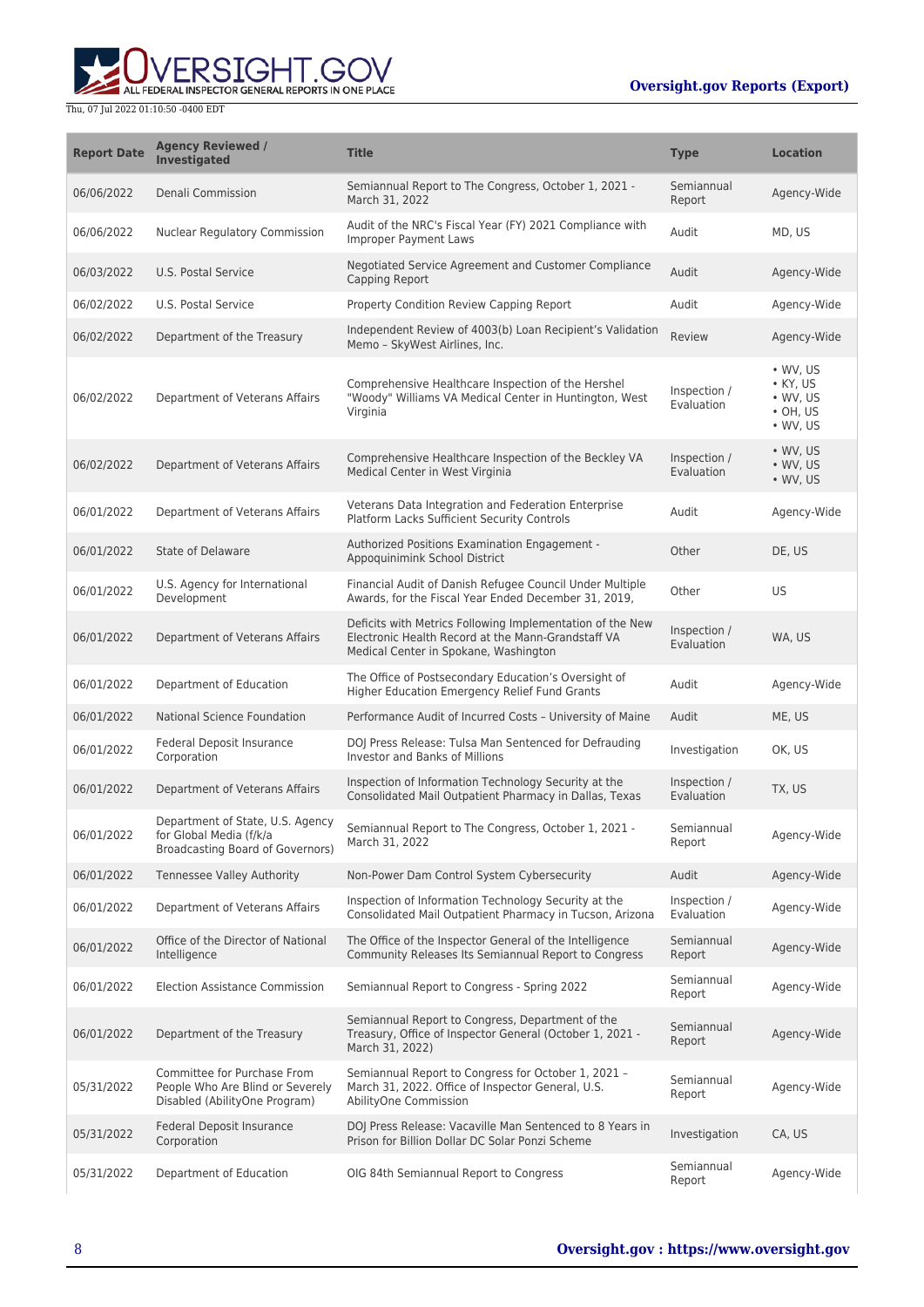| Report Date | Agency Reviewed / Investigated | Title | Type | Location |
| --- | --- | --- | --- | --- |
| 06/06/2022 | Denali Commission | Semiannual Report to The Congress, October 1, 2021 - March 31, 2022 | Semiannual Report | Agency-Wide |
| 06/06/2022 | Nuclear Regulatory Commission | Audit of the NRC's Fiscal Year (FY) 2021 Compliance with Improper Payment Laws | Audit | MD, US |
| 06/03/2022 | U.S. Postal Service | Negotiated Service Agreement and Customer Compliance Capping Report | Audit | Agency-Wide |
| 06/02/2022 | U.S. Postal Service | Property Condition Review Capping Report | Audit | Agency-Wide |
| 06/02/2022 | Department of the Treasury | Independent Review of 4003(b) Loan Recipient's Validation Memo – SkyWest Airlines, Inc. | Review | Agency-Wide |
| 06/02/2022 | Department of Veterans Affairs | Comprehensive Healthcare Inspection of the Hershel "Woody" Williams VA Medical Center in Huntington, West Virginia | Inspection / Evaluation | • WV, US<br>• KY, US<br>• WV, US<br>• OH, US<br>• WV, US |
| 06/02/2022 | Department of Veterans Affairs | Comprehensive Healthcare Inspection of the Beckley VA Medical Center in West Virginia | Inspection / Evaluation | • WV, US<br>• WV, US<br>• WV, US |
| 06/01/2022 | Department of Veterans Affairs | Veterans Data Integration and Federation Enterprise Platform Lacks Sufficient Security Controls | Audit | Agency-Wide |
| 06/01/2022 | State of Delaware | Authorized Positions Examination Engagement - Appoquinimink School District | Other | DE, US |
| 06/01/2022 | U.S. Agency for International Development | Financial Audit of Danish Refugee Council Under Multiple Awards, for the Fiscal Year Ended December 31, 2019, | Other | US |
| 06/01/2022 | Department of Veterans Affairs | Deficits with Metrics Following Implementation of the New Electronic Health Record at the Mann-Grandstaff VA Medical Center in Spokane, Washington | Inspection / Evaluation | WA, US |
| 06/01/2022 | Department of Education | The Office of Postsecondary Education's Oversight of Higher Education Emergency Relief Fund Grants | Audit | Agency-Wide |
| 06/01/2022 | National Science Foundation | Performance Audit of Incurred Costs – University of Maine | Audit | ME, US |
| 06/01/2022 | Federal Deposit Insurance Corporation | DOJ Press Release: Tulsa Man Sentenced for Defrauding Investor and Banks of Millions | Investigation | OK, US |
| 06/01/2022 | Department of Veterans Affairs | Inspection of Information Technology Security at the Consolidated Mail Outpatient Pharmacy in Dallas, Texas | Inspection / Evaluation | TX, US |
| 06/01/2022 | Department of State, U.S. Agency for Global Media (f/k/a Broadcasting Board of Governors) | Semiannual Report to The Congress, October 1, 2021 - March 31, 2022 | Semiannual Report | Agency-Wide |
| 06/01/2022 | Tennessee Valley Authority | Non-Power Dam Control System Cybersecurity | Audit | Agency-Wide |
| 06/01/2022 | Department of Veterans Affairs | Inspection of Information Technology Security at the Consolidated Mail Outpatient Pharmacy in Tucson, Arizona | Inspection / Evaluation | Agency-Wide |
| 06/01/2022 | Office of the Director of National Intelligence | The Office of the Inspector General of the Intelligence Community Releases Its Semiannual Report to Congress | Semiannual Report | Agency-Wide |
| 06/01/2022 | Election Assistance Commission | Semiannual Report to Congress - Spring 2022 | Semiannual Report | Agency-Wide |
| 06/01/2022 | Department of the Treasury | Semiannual Report to Congress, Department of the Treasury, Office of Inspector General (October 1, 2021 - March 31, 2022) | Semiannual Report | Agency-Wide |
| 05/31/2022 | Committee for Purchase From People Who Are Blind or Severely Disabled (AbilityOne Program) | Semiannual Report to Congress for October 1, 2021 – March 31, 2022. Office of Inspector General, U.S. AbilityOne Commission | Semiannual Report | Agency-Wide |
| 05/31/2022 | Federal Deposit Insurance Corporation | DOJ Press Release: Vacaville Man Sentenced to 8 Years in Prison for Billion Dollar DC Solar Ponzi Scheme | Investigation | CA, US |
| 05/31/2022 | Department of Education | OIG 84th Semiannual Report to Congress | Semiannual Report | Agency-Wide |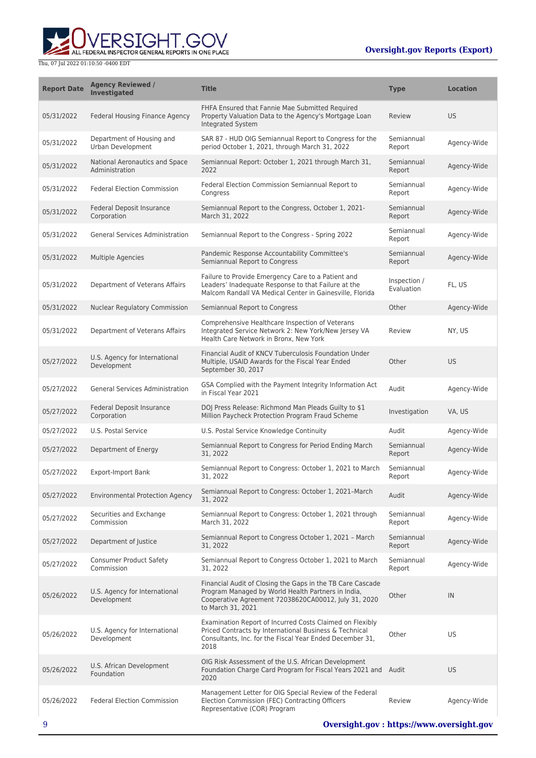| Report Date | Agency Reviewed / Investigated | Title | Type | Location |
| --- | --- | --- | --- | --- |
| 05/31/2022 | Federal Housing Finance Agency | FHFA Ensured that Fannie Mae Submitted Required Property Valuation Data to the Agency's Mortgage Loan Integrated System | Review | US |
| 05/31/2022 | Department of Housing and Urban Development | SAR 87 - HUD OIG Semiannual Report to Congress for the period October 1, 2021, through March 31, 2022 | Semiannual Report | Agency-Wide |
| 05/31/2022 | National Aeronautics and Space Administration | Semiannual Report: October 1, 2021 through March 31, 2022 | Semiannual Report | Agency-Wide |
| 05/31/2022 | Federal Election Commission | Federal Election Commission Semiannual Report to Congress | Semiannual Report | Agency-Wide |
| 05/31/2022 | Federal Deposit Insurance Corporation | Semiannual Report to the Congress, October 1, 2021-March 31, 2022 | Semiannual Report | Agency-Wide |
| 05/31/2022 | General Services Administration | Semiannual Report to the Congress - Spring 2022 | Semiannual Report | Agency-Wide |
| 05/31/2022 | Multiple Agencies | Pandemic Response Accountability Committee's Semiannual Report to Congress | Semiannual Report | Agency-Wide |
| 05/31/2022 | Department of Veterans Affairs | Failure to Provide Emergency Care to a Patient and Leaders' Inadequate Response to that Failure at the Malcom Randall VA Medical Center in Gainesville, Florida | Inspection / Evaluation | FL, US |
| 05/31/2022 | Nuclear Regulatory Commission | Semiannual Report to Congress | Other | Agency-Wide |
| 05/31/2022 | Department of Veterans Affairs | Comprehensive Healthcare Inspection of Veterans Integrated Service Network 2: New York/New Jersey VA Health Care Network in Bronx, New York | Review | NY, US |
| 05/27/2022 | U.S. Agency for International Development | Financial Audit of KNCV Tuberculosis Foundation Under Multiple, USAID Awards for the Fiscal Year Ended September 30, 2017 | Other | US |
| 05/27/2022 | General Services Administration | GSA Complied with the Payment Integrity Information Act in Fiscal Year 2021 | Audit | Agency-Wide |
| 05/27/2022 | Federal Deposit Insurance Corporation | DOJ Press Release: Richmond Man Pleads Guilty to $1 Million Paycheck Protection Program Fraud Scheme | Investigation | VA, US |
| 05/27/2022 | U.S. Postal Service | U.S. Postal Service Knowledge Continuity | Audit | Agency-Wide |
| 05/27/2022 | Department of Energy | Semiannual Report to Congress for Period Ending March 31, 2022 | Semiannual Report | Agency-Wide |
| 05/27/2022 | Export-Import Bank | Semiannual Report to Congress: October 1, 2021 to March 31, 2022 | Semiannual Report | Agency-Wide |
| 05/27/2022 | Environmental Protection Agency | Semiannual Report to Congress: October 1, 2021–March 31, 2022 | Audit | Agency-Wide |
| 05/27/2022 | Securities and Exchange Commission | Semiannual Report to Congress: October 1, 2021 through March 31, 2022 | Semiannual Report | Agency-Wide |
| 05/27/2022 | Department of Justice | Semiannual Report to Congress October 1, 2021 – March 31, 2022 | Semiannual Report | Agency-Wide |
| 05/27/2022 | Consumer Product Safety Commission | Semiannual Report to Congress October 1, 2021 to March 31, 2022 | Semiannual Report | Agency-Wide |
| 05/26/2022 | U.S. Agency for International Development | Financial Audit of Closing the Gaps in the TB Care Cascade Program Managed by World Health Partners in India, Cooperative Agreement 72038620CA00012, July 31, 2020 to March 31, 2021 | Other | IN |
| 05/26/2022 | U.S. Agency for International Development | Examination Report of Incurred Costs Claimed on Flexibly Priced Contracts by International Business & Technical Consultants, Inc. for the Fiscal Year Ended December 31, 2018 | Other | US |
| 05/26/2022 | U.S. African Development Foundation | OIG Risk Assessment of the U.S. African Development Foundation Charge Card Program for Fiscal Years 2021 and 2020 | Audit | US |
| 05/26/2022 | Federal Election Commission | Management Letter for OIG Special Review of the Federal Election Commission (FEC) Contracting Officers Representative (COR) Program | Review | Agency-Wide |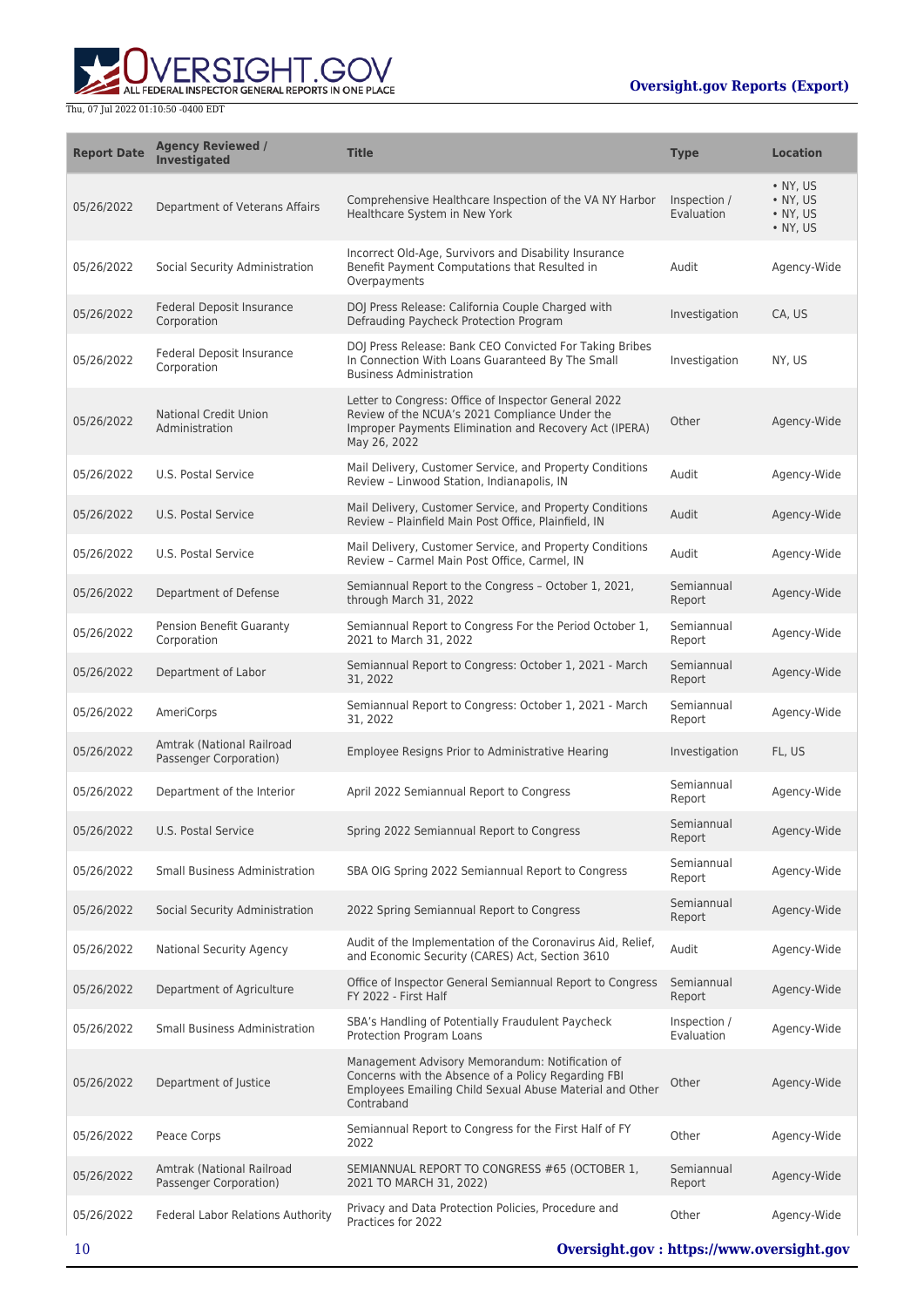| Report Date | Agency Reviewed / Investigated | Title | Type | Location |
| --- | --- | --- | --- | --- |
| 05/26/2022 | Department of Veterans Affairs | Comprehensive Healthcare Inspection of the VA NY Harbor Healthcare System in New York | Inspection / Evaluation | • NY, US • NY, US • NY, US • NY, US |
| 05/26/2022 | Social Security Administration | Incorrect Old-Age, Survivors and Disability Insurance Benefit Payment Computations that Resulted in Overpayments | Audit | Agency-Wide |
| 05/26/2022 | Federal Deposit Insurance Corporation | DOJ Press Release: California Couple Charged with Defrauding Paycheck Protection Program | Investigation | CA, US |
| 05/26/2022 | Federal Deposit Insurance Corporation | DOJ Press Release: Bank CEO Convicted For Taking Bribes In Connection With Loans Guaranteed By The Small Business Administration | Investigation | NY, US |
| 05/26/2022 | National Credit Union Administration | Letter to Congress: Office of Inspector General 2022 Review of the NCUA's 2021 Compliance Under the Improper Payments Elimination and Recovery Act (IPERA) May 26, 2022 | Other | Agency-Wide |
| 05/26/2022 | U.S. Postal Service | Mail Delivery, Customer Service, and Property Conditions Review – Linwood Station, Indianapolis, IN | Audit | Agency-Wide |
| 05/26/2022 | U.S. Postal Service | Mail Delivery, Customer Service, and Property Conditions Review – Plainfield Main Post Office, Plainfield, IN | Audit | Agency-Wide |
| 05/26/2022 | U.S. Postal Service | Mail Delivery, Customer Service, and Property Conditions Review – Carmel Main Post Office, Carmel, IN | Audit | Agency-Wide |
| 05/26/2022 | Department of Defense | Semiannual Report to the Congress – October 1, 2021, through March 31, 2022 | Semiannual Report | Agency-Wide |
| 05/26/2022 | Pension Benefit Guaranty Corporation | Semiannual Report to Congress For the Period October 1, 2021 to March 31, 2022 | Semiannual Report | Agency-Wide |
| 05/26/2022 | Department of Labor | Semiannual Report to Congress: October 1, 2021 - March 31, 2022 | Semiannual Report | Agency-Wide |
| 05/26/2022 | AmeriCorps | Semiannual Report to Congress: October 1, 2021 - March 31, 2022 | Semiannual Report | Agency-Wide |
| 05/26/2022 | Amtrak (National Railroad Passenger Corporation) | Employee Resigns Prior to Administrative Hearing | Investigation | FL, US |
| 05/26/2022 | Department of the Interior | April 2022 Semiannual Report to Congress | Semiannual Report | Agency-Wide |
| 05/26/2022 | U.S. Postal Service | Spring 2022 Semiannual Report to Congress | Semiannual Report | Agency-Wide |
| 05/26/2022 | Small Business Administration | SBA OIG Spring 2022 Semiannual Report to Congress | Semiannual Report | Agency-Wide |
| 05/26/2022 | Social Security Administration | 2022 Spring Semiannual Report to Congress | Semiannual Report | Agency-Wide |
| 05/26/2022 | National Security Agency | Audit of the Implementation of the Coronavirus Aid, Relief, and Economic Security (CARES) Act, Section 3610 | Audit | Agency-Wide |
| 05/26/2022 | Department of Agriculture | Office of Inspector General Semiannual Report to Congress FY 2022 - First Half | Semiannual Report | Agency-Wide |
| 05/26/2022 | Small Business Administration | SBA's Handling of Potentially Fraudulent Paycheck Protection Program Loans | Inspection / Evaluation | Agency-Wide |
| 05/26/2022 | Department of Justice | Management Advisory Memorandum: Notification of Concerns with the Absence of a Policy Regarding FBI Employees Emailing Child Sexual Abuse Material and Other Contraband | Other | Agency-Wide |
| 05/26/2022 | Peace Corps | Semiannual Report to Congress for the First Half of FY 2022 | Other | Agency-Wide |
| 05/26/2022 | Amtrak (National Railroad Passenger Corporation) | SEMIANNUAL REPORT TO CONGRESS #65 (OCTOBER 1, 2021 TO MARCH 31, 2022) | Semiannual Report | Agency-Wide |
| 05/26/2022 | Federal Labor Relations Authority | Privacy and Data Protection Policies, Procedure and Practices for 2022 | Other | Agency-Wide |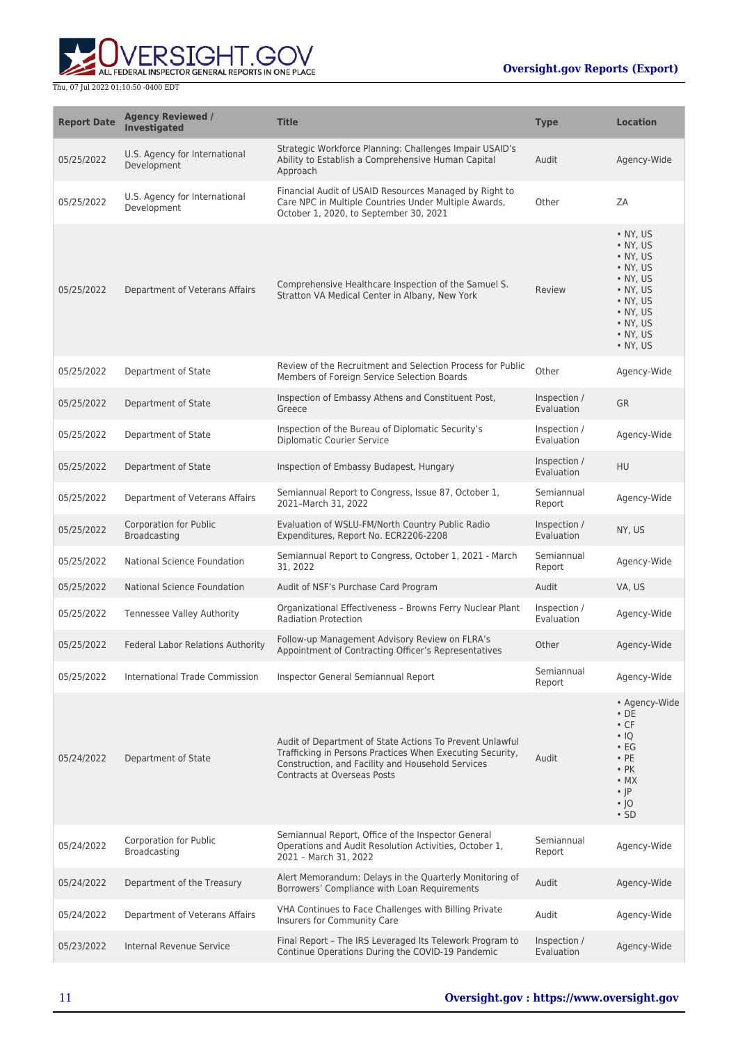| Report Date | Agency Reviewed / Investigated | Title | Type | Location |
| --- | --- | --- | --- | --- |
| 05/25/2022 | U.S. Agency for International Development | Strategic Workforce Planning: Challenges Impair USAID's Ability to Establish a Comprehensive Human Capital Approach | Audit | Agency-Wide |
| 05/25/2022 | U.S. Agency for International Development | Financial Audit of USAID Resources Managed by Right to Care NPC in Multiple Countries Under Multiple Awards, October 1, 2020, to September 30, 2021 | Other | ZA |
| 05/25/2022 | Department of Veterans Affairs | Comprehensive Healthcare Inspection of the Samuel S. Stratton VA Medical Center in Albany, New York | Review | • NY, US<br>• NY, US<br>• NY, US<br>• NY, US<br>• NY, US<br>• NY, US<br>• NY, US<br>• NY, US<br>• NY, US<br>• NY, US<br>• NY, US |
| 05/25/2022 | Department of State | Review of the Recruitment and Selection Process for Public Members of Foreign Service Selection Boards | Other | Agency-Wide |
| 05/25/2022 | Department of State | Inspection of Embassy Athens and Constituent Post, Greece | Inspection / Evaluation | GR |
| 05/25/2022 | Department of State | Inspection of the Bureau of Diplomatic Security's Diplomatic Courier Service | Inspection / Evaluation | Agency-Wide |
| 05/25/2022 | Department of State | Inspection of Embassy Budapest, Hungary | Inspection / Evaluation | HU |
| 05/25/2022 | Department of Veterans Affairs | Semiannual Report to Congress, Issue 87, October 1, 2021–March 31, 2022 | Semiannual Report | Agency-Wide |
| 05/25/2022 | Corporation for Public Broadcasting | Evaluation of WSLU-FM/North Country Public Radio Expenditures, Report No. ECR2206-2208 | Inspection / Evaluation | NY, US |
| 05/25/2022 | National Science Foundation | Semiannual Report to Congress, October 1, 2021 - March 31, 2022 | Semiannual Report | Agency-Wide |
| 05/25/2022 | National Science Foundation | Audit of NSF's Purchase Card Program | Audit | VA, US |
| 05/25/2022 | Tennessee Valley Authority | Organizational Effectiveness – Browns Ferry Nuclear Plant Radiation Protection | Inspection / Evaluation | Agency-Wide |
| 05/25/2022 | Federal Labor Relations Authority | Follow-up Management Advisory Review on FLRA's Appointment of Contracting Officer's Representatives | Other | Agency-Wide |
| 05/25/2022 | International Trade Commission | Inspector General Semiannual Report | Semiannual Report | Agency-Wide |
| 05/24/2022 | Department of State | Audit of Department of State Actions To Prevent Unlawful Trafficking in Persons Practices When Executing Security, Construction, and Facility and Household Services Contracts at Overseas Posts | Audit | • Agency-Wide<br>• DE<br>• CF<br>• IQ<br>• EG<br>• PE<br>• PK<br>• MX<br>• JP<br>• JO<br>• SD |
| 05/24/2022 | Corporation for Public Broadcasting | Semiannual Report, Office of the Inspector General Operations and Audit Resolution Activities, October 1, 2021 – March 31, 2022 | Semiannual Report | Agency-Wide |
| 05/24/2022 | Department of the Treasury | Alert Memorandum: Delays in the Quarterly Monitoring of Borrowers' Compliance with Loan Requirements | Audit | Agency-Wide |
| 05/24/2022 | Department of Veterans Affairs | VHA Continues to Face Challenges with Billing Private Insurers for Community Care | Audit | Agency-Wide |
| 05/23/2022 | Internal Revenue Service | Final Report – The IRS Leveraged Its Telework Program to Continue Operations During the COVID-19 Pandemic | Inspection / Evaluation | Agency-Wide |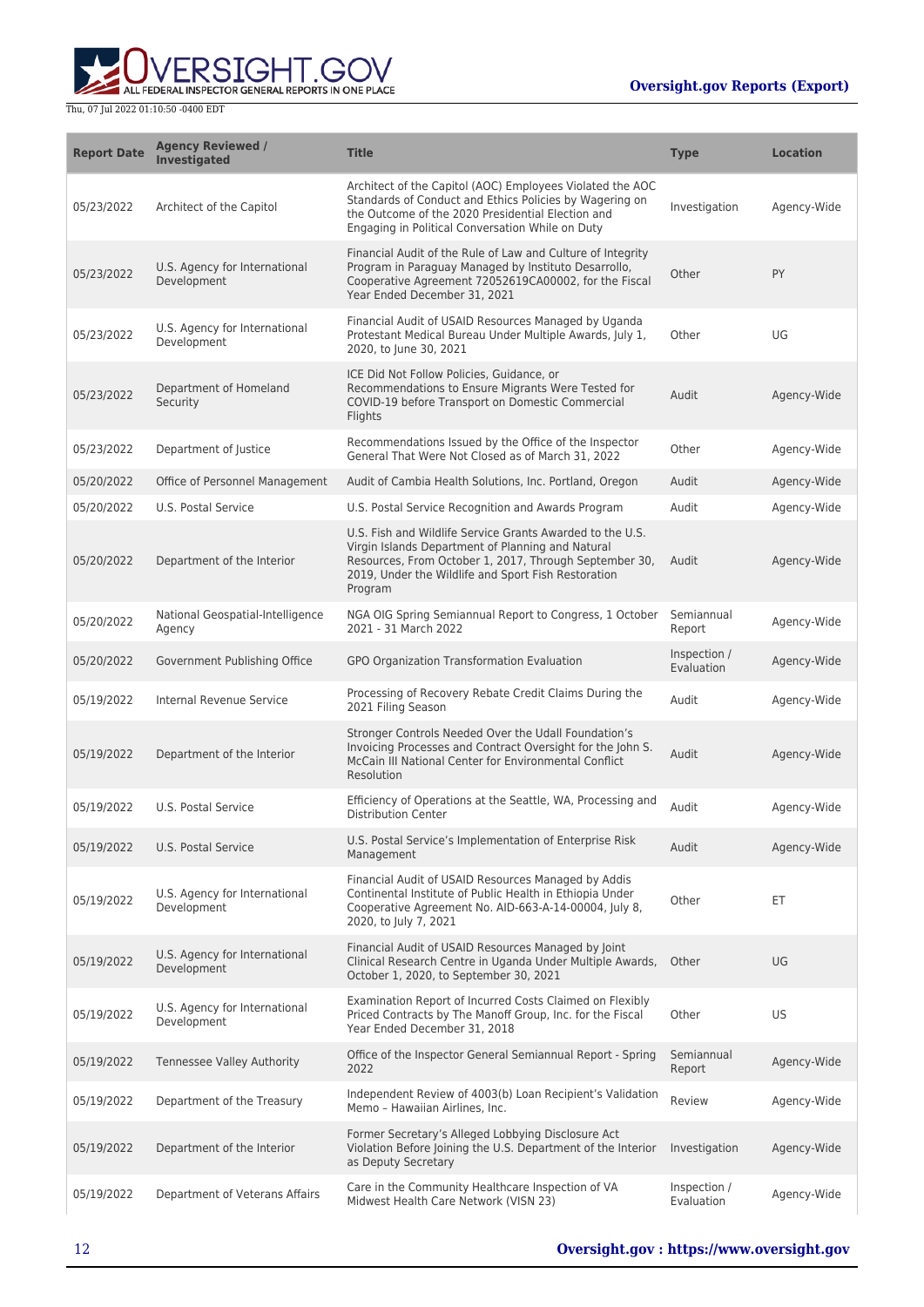| Report Date | Agency Reviewed / Investigated | Title | Type | Location |
|---|---|---|---|---|
| 05/23/2022 | Architect of the Capitol | Architect of the Capitol (AOC) Employees Violated the AOC Standards of Conduct and Ethics Policies by Wagering on the Outcome of the 2020 Presidential Election and Engaging in Political Conversation While on Duty | Investigation | Agency-Wide |
| 05/23/2022 | U.S. Agency for International Development | Financial Audit of the Rule of Law and Culture of Integrity Program in Paraguay Managed by Instituto Desarrollo, Cooperative Agreement 72052619CA00002, for the Fiscal Year Ended December 31, 2021 | Other | PY |
| 05/23/2022 | U.S. Agency for International Development | Financial Audit of USAID Resources Managed by Uganda Protestant Medical Bureau Under Multiple Awards, July 1, 2020, to June 30, 2021 | Other | UG |
| 05/23/2022 | Department of Homeland Security | ICE Did Not Follow Policies, Guidance, or Recommendations to Ensure Migrants Were Tested for COVID-19 before Transport on Domestic Commercial Flights | Audit | Agency-Wide |
| 05/23/2022 | Department of Justice | Recommendations Issued by the Office of the Inspector General That Were Not Closed as of March 31, 2022 | Other | Agency-Wide |
| 05/20/2022 | Office of Personnel Management | Audit of Cambia Health Solutions, Inc. Portland, Oregon | Audit | Agency-Wide |
| 05/20/2022 | U.S. Postal Service | U.S. Postal Service Recognition and Awards Program | Audit | Agency-Wide |
| 05/20/2022 | Department of the Interior | U.S. Fish and Wildlife Service Grants Awarded to the U.S. Virgin Islands Department of Planning and Natural Resources, From October 1, 2017, Through September 30, 2019, Under the Wildlife and Sport Fish Restoration Program | Audit | Agency-Wide |
| 05/20/2022 | National Geospatial-Intelligence Agency | NGA OIG Spring Semiannual Report to Congress, 1 October 2021 - 31 March 2022 | Semiannual Report | Agency-Wide |
| 05/20/2022 | Government Publishing Office | GPO Organization Transformation Evaluation | Inspection / Evaluation | Agency-Wide |
| 05/19/2022 | Internal Revenue Service | Processing of Recovery Rebate Credit Claims During the 2021 Filing Season | Audit | Agency-Wide |
| 05/19/2022 | Department of the Interior | Stronger Controls Needed Over the Udall Foundation's Invoicing Processes and Contract Oversight for the John S. McCain III National Center for Environmental Conflict Resolution | Audit | Agency-Wide |
| 05/19/2022 | U.S. Postal Service | Efficiency of Operations at the Seattle, WA, Processing and Distribution Center | Audit | Agency-Wide |
| 05/19/2022 | U.S. Postal Service | U.S. Postal Service's Implementation of Enterprise Risk Management | Audit | Agency-Wide |
| 05/19/2022 | U.S. Agency for International Development | Financial Audit of USAID Resources Managed by Addis Continental Institute of Public Health in Ethiopia Under Cooperative Agreement No. AID-663-A-14-00004, July 8, 2020, to July 7, 2021 | Other | ET |
| 05/19/2022 | U.S. Agency for International Development | Financial Audit of USAID Resources Managed by Joint Clinical Research Centre in Uganda Under Multiple Awards, October 1, 2020, to September 30, 2021 | Other | UG |
| 05/19/2022 | U.S. Agency for International Development | Examination Report of Incurred Costs Claimed on Flexibly Priced Contracts by The Manoff Group, Inc. for the Fiscal Year Ended December 31, 2018 | Other | US |
| 05/19/2022 | Tennessee Valley Authority | Office of the Inspector General Semiannual Report - Spring 2022 | Semiannual Report | Agency-Wide |
| 05/19/2022 | Department of the Treasury | Independent Review of 4003(b) Loan Recipient's Validation Memo – Hawaiian Airlines, Inc. | Review | Agency-Wide |
| 05/19/2022 | Department of the Interior | Former Secretary's Alleged Lobbying Disclosure Act Violation Before Joining the U.S. Department of the Interior as Deputy Secretary | Investigation | Agency-Wide |
| 05/19/2022 | Department of Veterans Affairs | Care in the Community Healthcare Inspection of VA Midwest Health Care Network (VISN 23) | Inspection / Evaluation | Agency-Wide |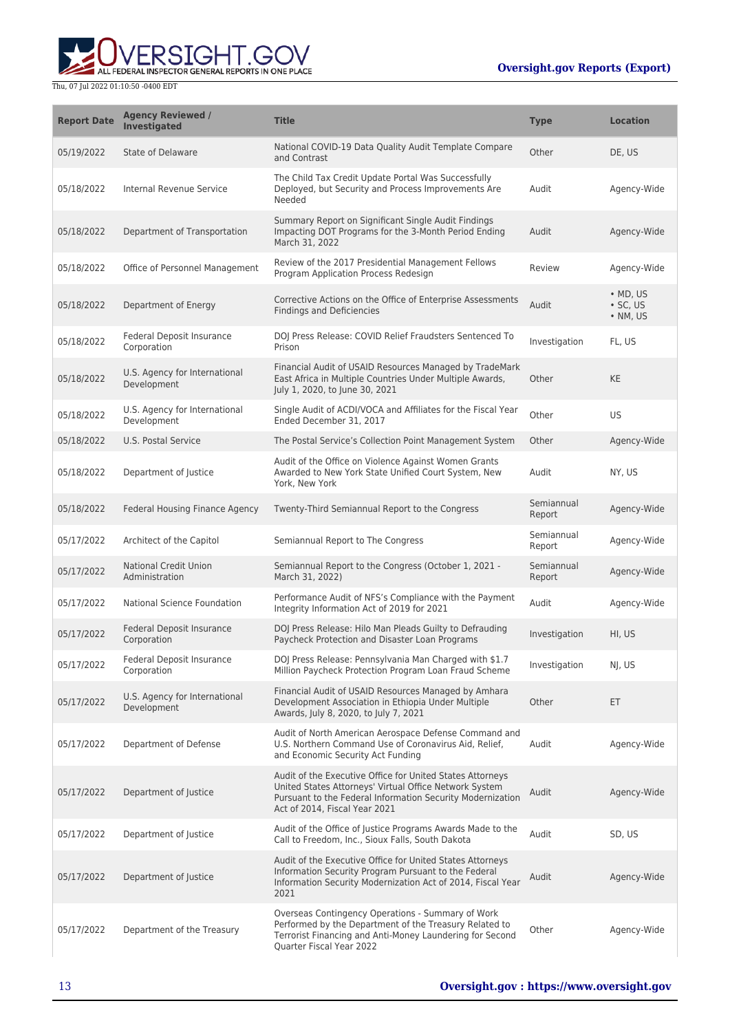| Report Date | Agency Reviewed / Investigated | Title | Type | Location |
| --- | --- | --- | --- | --- |
| 05/19/2022 | State of Delaware | National COVID-19 Data Quality Audit Template Compare and Contrast | Other | DE, US |
| 05/18/2022 | Internal Revenue Service | The Child Tax Credit Update Portal Was Successfully Deployed, but Security and Process Improvements Are Needed | Audit | Agency-Wide |
| 05/18/2022 | Department of Transportation | Summary Report on Significant Single Audit Findings Impacting DOT Programs for the 3-Month Period Ending March 31, 2022 | Audit | Agency-Wide |
| 05/18/2022 | Office of Personnel Management | Review of the 2017 Presidential Management Fellows Program Application Process Redesign | Review | Agency-Wide |
| 05/18/2022 | Department of Energy | Corrective Actions on the Office of Enterprise Assessments Findings and Deficiencies | Audit | • MD, US • SC, US • NM, US |
| 05/18/2022 | Federal Deposit Insurance Corporation | DOJ Press Release: COVID Relief Fraudsters Sentenced To Prison | Investigation | FL, US |
| 05/18/2022 | U.S. Agency for International Development | Financial Audit of USAID Resources Managed by TradeMark East Africa in Multiple Countries Under Multiple Awards, July 1, 2020, to June 30, 2021 | Other | KE |
| 05/18/2022 | U.S. Agency for International Development | Single Audit of ACDI/VOCA and Affiliates for the Fiscal Year Ended December 31, 2017 | Other | US |
| 05/18/2022 | U.S. Postal Service | The Postal Service's Collection Point Management System | Other | Agency-Wide |
| 05/18/2022 | Department of Justice | Audit of the Office on Violence Against Women Grants Awarded to New York State Unified Court System, New York, New York | Audit | NY, US |
| 05/18/2022 | Federal Housing Finance Agency | Twenty-Third Semiannual Report to the Congress | Semiannual Report | Agency-Wide |
| 05/17/2022 | Architect of the Capitol | Semiannual Report to The Congress | Semiannual Report | Agency-Wide |
| 05/17/2022 | National Credit Union Administration | Semiannual Report to the Congress (October 1, 2021 - March 31, 2022) | Semiannual Report | Agency-Wide |
| 05/17/2022 | National Science Foundation | Performance Audit of NFS's Compliance with the Payment Integrity Information Act of 2019 for 2021 | Audit | Agency-Wide |
| 05/17/2022 | Federal Deposit Insurance Corporation | DOJ Press Release: Hilo Man Pleads Guilty to Defrauding Paycheck Protection and Disaster Loan Programs | Investigation | HI, US |
| 05/17/2022 | Federal Deposit Insurance Corporation | DOJ Press Release: Pennsylvania Man Charged with $1.7 Million Paycheck Protection Program Loan Fraud Scheme | Investigation | NJ, US |
| 05/17/2022 | U.S. Agency for International Development | Financial Audit of USAID Resources Managed by Amhara Development Association in Ethiopia Under Multiple Awards, July 8, 2020, to July 7, 2021 | Other | ET |
| 05/17/2022 | Department of Defense | Audit of North American Aerospace Defense Command and U.S. Northern Command Use of Coronavirus Aid, Relief, and Economic Security Act Funding | Audit | Agency-Wide |
| 05/17/2022 | Department of Justice | Audit of the Executive Office for United States Attorneys United States Attorneys' Virtual Office Network System Pursuant to the Federal Information Security Modernization Act of 2014, Fiscal Year 2021 | Audit | Agency-Wide |
| 05/17/2022 | Department of Justice | Audit of the Office of Justice Programs Awards Made to the Call to Freedom, Inc., Sioux Falls, South Dakota | Audit | SD, US |
| 05/17/2022 | Department of Justice | Audit of the Executive Office for United States Attorneys Information Security Program Pursuant to the Federal Information Security Modernization Act of 2014, Fiscal Year 2021 | Audit | Agency-Wide |
| 05/17/2022 | Department of the Treasury | Overseas Contingency Operations - Summary of Work Performed by the Department of the Treasury Related to Terrorist Financing and Anti-Money Laundering for Second Quarter Fiscal Year 2022 | Other | Agency-Wide |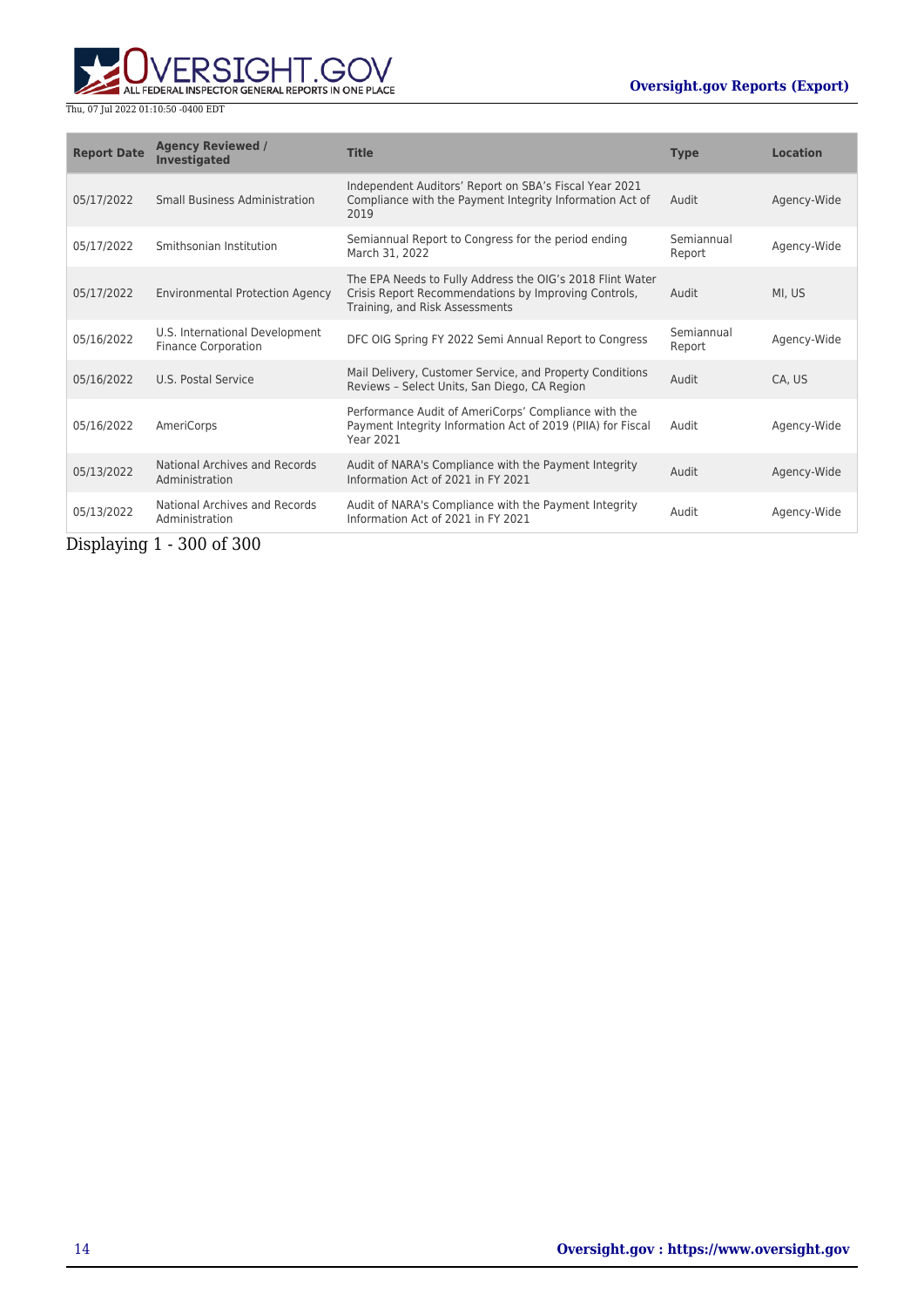| Report Date | Agency Reviewed / Investigated | Title | Type | Location |
| --- | --- | --- | --- | --- |
| 05/17/2022 | Small Business Administration | Independent Auditors' Report on SBA's Fiscal Year 2021 Compliance with the Payment Integrity Information Act of 2019 | Audit | Agency-Wide |
| 05/17/2022 | Smithsonian Institution | Semiannual Report to Congress for the period ending March 31, 2022 | Semiannual Report | Agency-Wide |
| 05/17/2022 | Environmental Protection Agency | The EPA Needs to Fully Address the OIG's 2018 Flint Water Crisis Report Recommendations by Improving Controls, Training, and Risk Assessments | Audit | MI, US |
| 05/16/2022 | U.S. International Development Finance Corporation | DFC OIG Spring FY 2022 Semi Annual Report to Congress | Semiannual Report | Agency-Wide |
| 05/16/2022 | U.S. Postal Service | Mail Delivery, Customer Service, and Property Conditions Reviews – Select Units, San Diego, CA Region | Audit | CA, US |
| 05/16/2022 | AmeriCorps | Performance Audit of AmeriCorps' Compliance with the Payment Integrity Information Act of 2019 (PIIA) for Fiscal Year 2021 | Audit | Agency-Wide |
| 05/13/2022 | National Archives and Records Administration | Audit of NARA's Compliance with the Payment Integrity Information Act of 2021 in FY 2021 | Audit | Agency-Wide |
| 05/13/2022 | National Archives and Records Administration | Audit of NARA's Compliance with the Payment Integrity Information Act of 2021 in FY 2021 | Audit | Agency-Wide |

Displaying 1 - 300 of 300